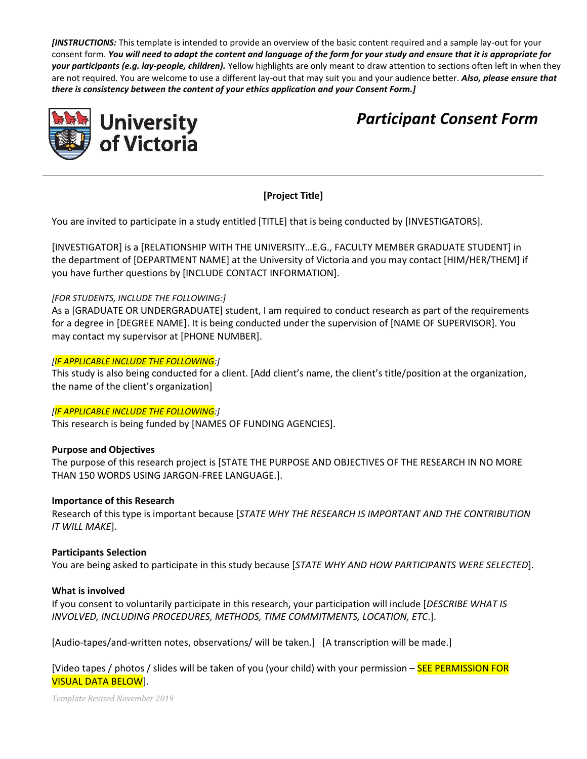***[INSTRUCTIONS:*** This template is intended to provide an overview of the basic content required and a sample lay-out for your consent form. ***You will need to adapt the content and language of the form for your study and ensure that it is appropriate for your participants (e.g. lay-people, children).*** Yellow highlights are only meant to draw attention to sections often left in when they are not required. You are welcome to use a different lay-out that may suit you and your audience better. ***Also, please ensure that there is consistency between the content of your ethics application and your Consent Form.]***

University of Victoria

# *Participant Consent Form*

---

**[Project Title]**

You are invited to participate in a study entitled [TITLE] that is being conducted by [INVESTIGATORS].

[INVESTIGATOR] is a [RELATIONSHIP WITH THE UNIVERSITY…E.G., FACULTY MEMBER GRADUATE STUDENT] in the department of [DEPARTMENT NAME] at the University of Victoria and you may contact [HIM/HER/THEM] if you have further questions by [INCLUDE CONTACT INFORMATION].

*[FOR STUDENTS, INCLUDE THE FOLLOWING:]*
As a [GRADUATE OR UNDERGRADUATE] student, I am required to conduct research as part of the requirements for a degree in [DEGREE NAME]. It is being conducted under the supervision of [NAME OF SUPERVISOR]. You may contact my supervisor at [PHONE NUMBER].

*[IF APPLICABLE INCLUDE THE FOLLOWING:]*
This study is also being conducted for a client. [Add client's name, the client's title/position at the organization, the name of the client's organization]

*[IF APPLICABLE INCLUDE THE FOLLOWING:]*
This research is being funded by [NAMES OF FUNDING AGENCIES].

**Purpose and Objectives**
The purpose of this research project is [STATE THE PURPOSE AND OBJECTIVES OF THE RESEARCH IN NO MORE THAN 150 WORDS USING JARGON-FREE LANGUAGE.].

**Importance of this Research**
Research of this type is important because [*STATE WHY THE RESEARCH IS IMPORTANT AND THE CONTRIBUTION IT WILL MAKE*].

**Participants Selection**
You are being asked to participate in this study because [*STATE WHY AND HOW PARTICIPANTS WERE SELECTED*].

**What is involved**
If you consent to voluntarily participate in this research, your participation will include [*DESCRIBE WHAT IS INVOLVED, INCLUDING PROCEDURES, METHODS, TIME COMMITMENTS, LOCATION, ETC*.].

[Audio-tapes/and-written notes, observations/ will be taken.] [A transcription will be made.]

[Video tapes / photos / slides will be taken of you (your child) with your permission – SEE PERMISSION FOR VISUAL DATA BELOW].

*Template Revised November 2019*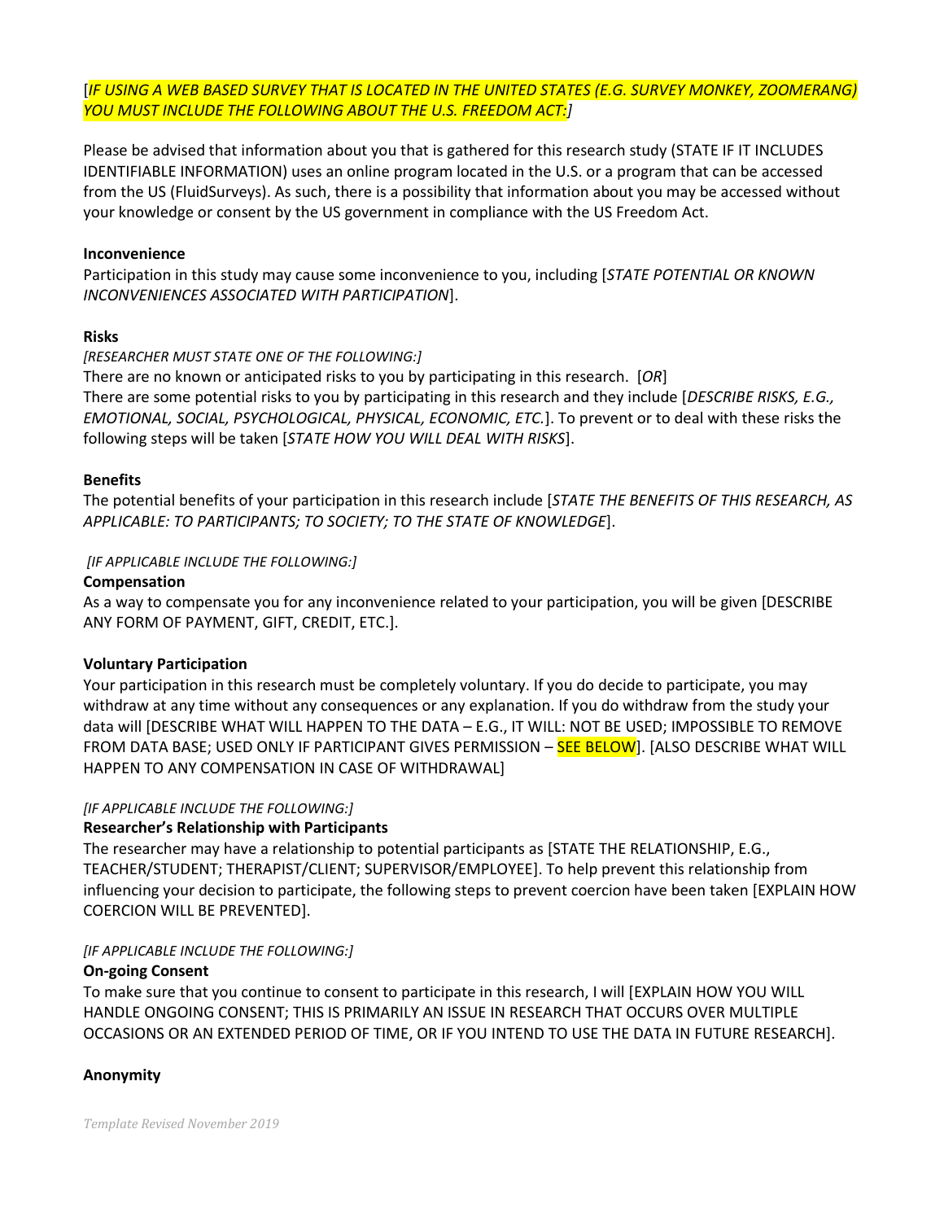[*IF USING A WEB BASED SURVEY THAT IS LOCATED IN THE UNITED STATES (E.G. SURVEY MONKEY, ZOOMERANG) YOU MUST INCLUDE THE FOLLOWING ABOUT THE U.S. FREEDOM ACT:*]

Please be advised that information about you that is gathered for this research study (STATE IF IT INCLUDES IDENTIFIABLE INFORMATION) uses an online program located in the U.S. or a program that can be accessed from the US (FluidSurveys). As such, there is a possibility that information about you may be accessed without your knowledge or consent by the US government in compliance with the US Freedom Act.

**Inconvenience**

Participation in this study may cause some inconvenience to you, including [*STATE POTENTIAL OR KNOWN INCONVENIENCES ASSOCIATED WITH PARTICIPATION*].

**Risks**

*[RESEARCHER MUST STATE ONE OF THE FOLLOWING:]*

There are no known or anticipated risks to you by participating in this research. [*OR*]

There are some potential risks to you by participating in this research and they include [*DESCRIBE RISKS, E.G., EMOTIONAL, SOCIAL, PSYCHOLOGICAL, PHYSICAL, ECONOMIC, ETC.*]. To prevent or to deal with these risks the following steps will be taken [*STATE HOW YOU WILL DEAL WITH RISKS*].

**Benefits**

The potential benefits of your participation in this research include [*STATE THE BENEFITS OF THIS RESEARCH, AS APPLICABLE: TO PARTICIPANTS; TO SOCIETY; TO THE STATE OF KNOWLEDGE*].

*[IF APPLICABLE INCLUDE THE FOLLOWING:]*

**Compensation**

As a way to compensate you for any inconvenience related to your participation, you will be given [DESCRIBE ANY FORM OF PAYMENT, GIFT, CREDIT, ETC.].

**Voluntary Participation**

Your participation in this research must be completely voluntary. If you do decide to participate, you may withdraw at any time without any consequences or any explanation. If you do withdraw from the study your data will [DESCRIBE WHAT WILL HAPPEN TO THE DATA – E.G., IT WILL: NOT BE USED; IMPOSSIBLE TO REMOVE FROM DATA BASE; USED ONLY IF PARTICIPANT GIVES PERMISSION – SEE BELOW]. [ALSO DESCRIBE WHAT WILL HAPPEN TO ANY COMPENSATION IN CASE OF WITHDRAWAL]

*[IF APPLICABLE INCLUDE THE FOLLOWING:]*

**Researcher's Relationship with Participants**

The researcher may have a relationship to potential participants as [STATE THE RELATIONSHIP, E.G., TEACHER/STUDENT; THERAPIST/CLIENT; SUPERVISOR/EMPLOYEE]. To help prevent this relationship from influencing your decision to participate, the following steps to prevent coercion have been taken [EXPLAIN HOW COERCION WILL BE PREVENTED].

*[IF APPLICABLE INCLUDE THE FOLLOWING:]*

**On-going Consent**

To make sure that you continue to consent to participate in this research, I will [EXPLAIN HOW YOU WILL HANDLE ONGOING CONSENT; THIS IS PRIMARILY AN ISSUE IN RESEARCH THAT OCCURS OVER MULTIPLE OCCASIONS OR AN EXTENDED PERIOD OF TIME, OR IF YOU INTEND TO USE THE DATA IN FUTURE RESEARCH].

**Anonymity**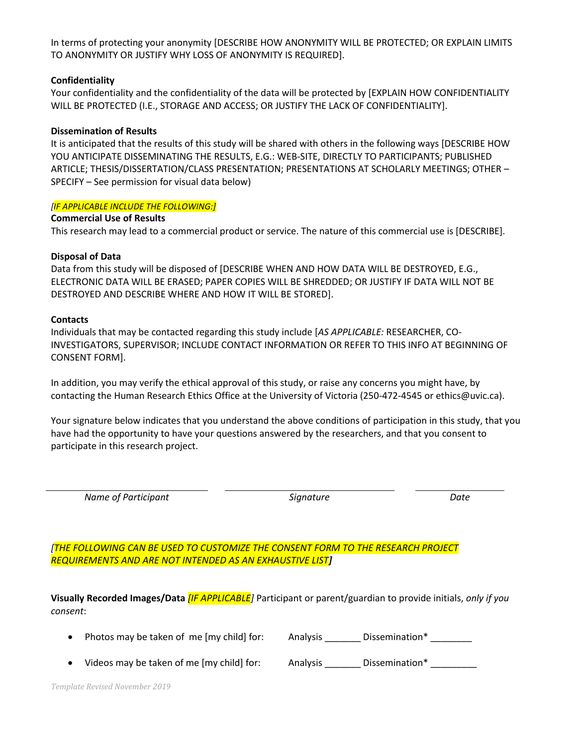In terms of protecting your anonymity [DESCRIBE HOW ANONYMITY WILL BE PROTECTED; OR EXPLAIN LIMITS TO ANONYMITY OR JUSTIFY WHY LOSS OF ANONYMITY IS REQUIRED].

**Confidentiality**

Your confidentiality and the confidentiality of the data will be protected by [EXPLAIN HOW CONFIDENTIALITY WILL BE PROTECTED (I.E., STORAGE AND ACCESS; OR JUSTIFY THE LACK OF CONFIDENTIALITY].

**Dissemination of Results**

It is anticipated that the results of this study will be shared with others in the following ways [DESCRIBE HOW YOU ANTICIPATE DISSEMINATING THE RESULTS, E.G.: WEB-SITE, DIRECTLY TO PARTICIPANTS; PUBLISHED ARTICLE; THESIS/DISSERTATION/CLASS PRESENTATION; PRESENTATIONS AT SCHOLARLY MEETINGS; OTHER – SPECIFY – See permission for visual data below)

*[IF APPLICABLE INCLUDE THE FOLLOWING:]*

**Commercial Use of Results**

This research may lead to a commercial product or service. The nature of this commercial use is [DESCRIBE].

**Disposal of Data**

Data from this study will be disposed of [DESCRIBE WHEN AND HOW DATA WILL BE DESTROYED, E.G., ELECTRONIC DATA WILL BE ERASED; PAPER COPIES WILL BE SHREDDED; OR JUSTIFY IF DATA WILL NOT BE DESTROYED AND DESCRIBE WHERE AND HOW IT WILL BE STORED].

**Contacts**

Individuals that may be contacted regarding this study include [*AS APPLICABLE:* RESEARCHER, CO-INVESTIGATORS, SUPERVISOR; INCLUDE CONTACT INFORMATION OR REFER TO THIS INFO AT BEGINNING OF CONSENT FORM].

In addition, you may verify the ethical approval of this study, or raise any concerns you might have, by contacting the Human Research Ethics Office at the University of Victoria (250-472-4545 or ethics@uvic.ca).

Your signature below indicates that you understand the above conditions of participation in this study, that you have had the opportunity to have your questions answered by the researchers, and that you consent to participate in this research project.

| ______________________ | ______________________ | ____________ |
|---|---|---|
| *Name of Participant* | *Signature* | *Date* |

*[THE FOLLOWING CAN BE USED TO CUSTOMIZE THE CONSENT FORM TO THE RESEARCH PROJECT REQUIREMENTS AND ARE NOT INTENDED AS AN EXHAUSTIVE LIST]*

**Visually Recorded Images/Data** *[IF APPLICABLE]* Participant or parent/guardian to provide initials, *only if you consent*:

- Photos may be taken of me [my child] for: Analysis _______ Dissemination* ________
- Videos may be taken of me [my child] for: Analysis _______ Dissemination* _________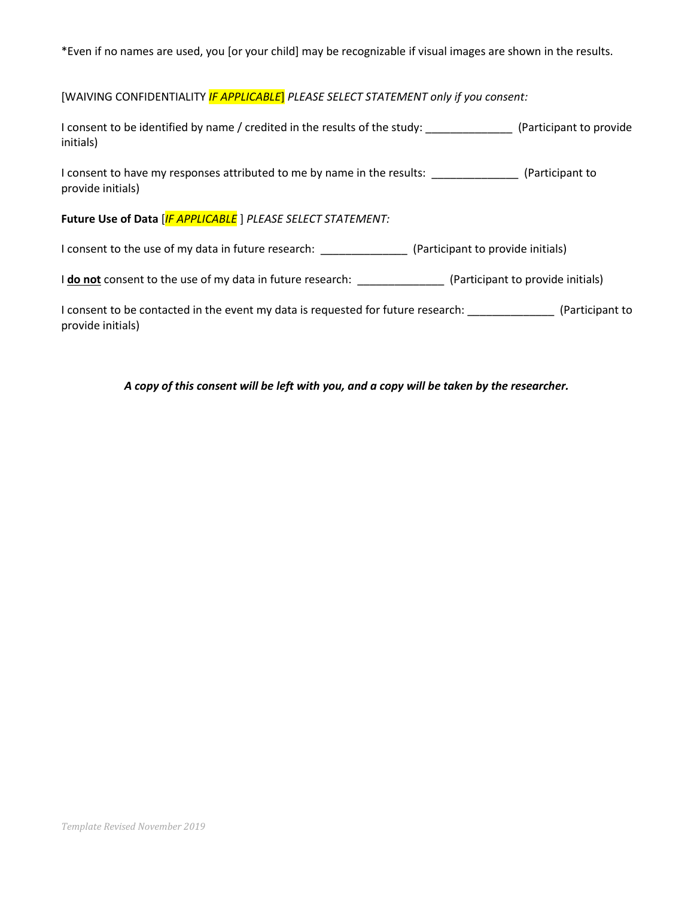*Even if no names are used, you [or your child] may be recognizable if visual images are shown in the results.

[WAIVING CONFIDENTIALITY *IF APPLICABLE*] *PLEASE SELECT STATEMENT only if you consent:*

I consent to be identified by name / credited in the results of the study: ______________ (Participant to provide initials)

I consent to have my responses attributed to me by name in the results: ______________ (Participant to provide initials)

**Future Use of Data** [*IF APPLICABLE* ] *PLEASE SELECT STATEMENT:*

I consent to the use of my data in future research: ______________ (Participant to provide initials)

I **do not** consent to the use of my data in future research: ______________ (Participant to provide initials)

I consent to be contacted in the event my data is requested for future research: ______________ (Participant to provide initials)

***A copy of this consent will be left with you, and a copy will be taken by the researcher.***